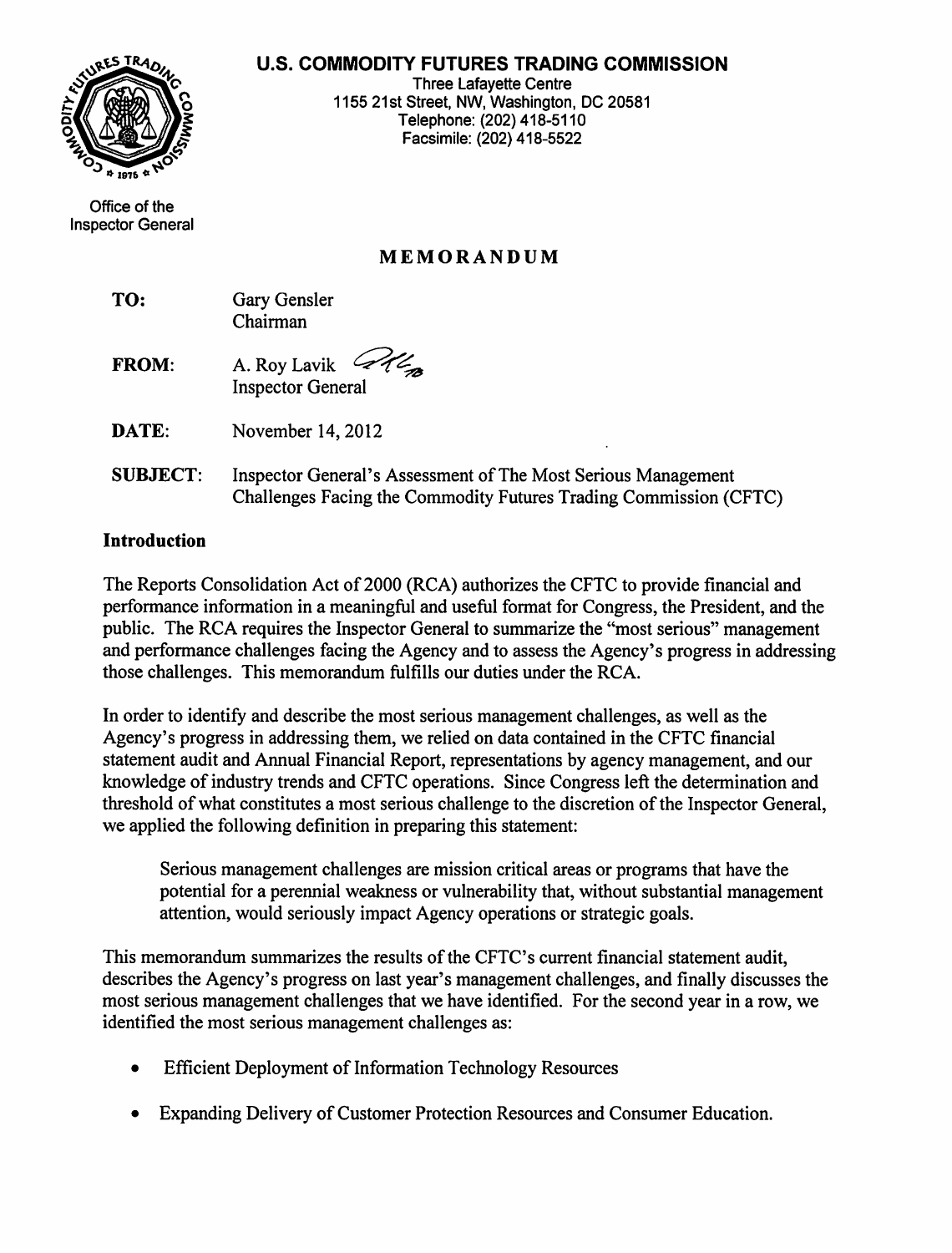# U.S. COMMODITY FUTURES TRADING COMMISSION

Three Lafayette Centre
1155 21st Street, NW, Washington, DC 20581
Telephone: (202) 418-5110
Facsimile: (202) 418-5522

Office of the
Inspector General

## MEMORANDUM

**TO:** Gary Gensler
Chairman

**FROM:** A. Roy Lavik
Inspector General

**DATE:** November 14, 2012

**SUBJECT:** Inspector General's Assessment of The Most Serious Management Challenges Facing the Commodity Futures Trading Commission (CFTC)

### Introduction

The Reports Consolidation Act of 2000 (RCA) authorizes the CFTC to provide financial and performance information in a meaningful and useful format for Congress, the President, and the public. The RCA requires the Inspector General to summarize the "most serious" management and performance challenges facing the Agency and to assess the Agency's progress in addressing those challenges. This memorandum fulfills our duties under the RCA.

In order to identify and describe the most serious management challenges, as well as the Agency's progress in addressing them, we relied on data contained in the CFTC financial statement audit and Annual Financial Report, representations by agency management, and our knowledge of industry trends and CFTC operations. Since Congress left the determination and threshold of what constitutes a most serious challenge to the discretion of the Inspector General, we applied the following definition in preparing this statement:

> Serious management challenges are mission critical areas or programs that have the potential for a perennial weakness or vulnerability that, without substantial management attention, would seriously impact Agency operations or strategic goals.

This memorandum summarizes the results of the CFTC's current financial statement audit, describes the Agency's progress on last year's management challenges, and finally discusses the most serious management challenges that we have identified. For the second year in a row, we identified the most serious management challenges as:

- Efficient Deployment of Information Technology Resources
- Expanding Delivery of Customer Protection Resources and Consumer Education.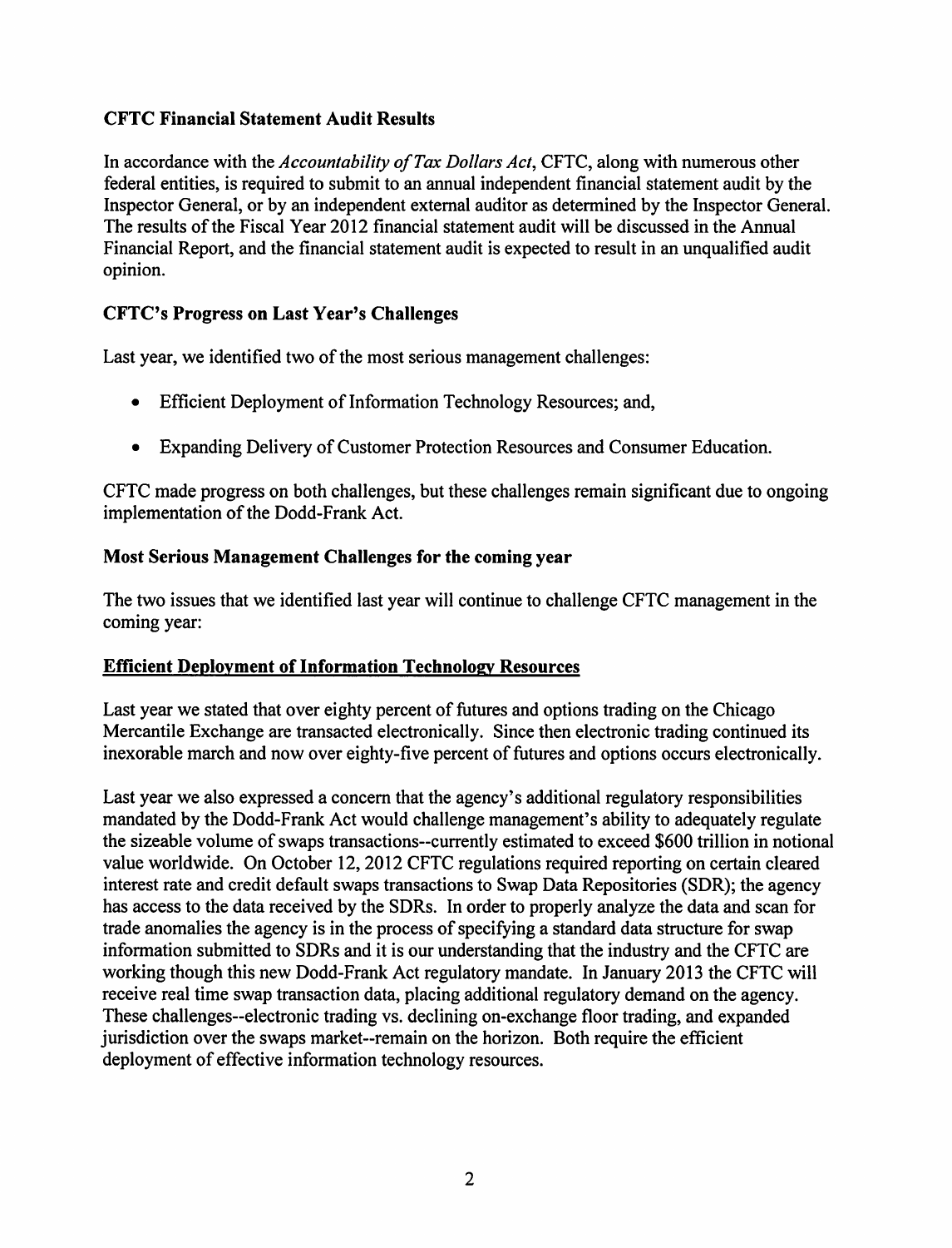**CFTC Financial Statement Audit Results**

In accordance with the *Accountability of Tax Dollars Act*, CFTC, along with numerous other federal entities, is required to submit to an annual independent financial statement audit by the Inspector General, or by an independent external auditor as determined by the Inspector General. The results of the Fiscal Year 2012 financial statement audit will be discussed in the Annual Financial Report, and the financial statement audit is expected to result in an unqualified audit opinion.

**CFTC's Progress on Last Year's Challenges**

Last year, we identified two of the most serious management challenges:

- Efficient Deployment of Information Technology Resources; and,
- Expanding Delivery of Customer Protection Resources and Consumer Education.

CFTC made progress on both challenges, but these challenges remain significant due to ongoing implementation of the Dodd-Frank Act.

**Most Serious Management Challenges for the coming year**

The two issues that we identified last year will continue to challenge CFTC management in the coming year:

**Efficient Deployment of Information Technology Resources**

Last year we stated that over eighty percent of futures and options trading on the Chicago Mercantile Exchange are transacted electronically. Since then electronic trading continued its inexorable march and now over eighty-five percent of futures and options occurs electronically.

Last year we also expressed a concern that the agency's additional regulatory responsibilities mandated by the Dodd-Frank Act would challenge management's ability to adequately regulate the sizeable volume of swaps transactions--currently estimated to exceed $600 trillion in notional value worldwide. On October 12, 2012 CFTC regulations required reporting on certain cleared interest rate and credit default swaps transactions to Swap Data Repositories (SDR); the agency has access to the data received by the SDRs. In order to properly analyze the data and scan for trade anomalies the agency is in the process of specifying a standard data structure for swap information submitted to SDRs and it is our understanding that the industry and the CFTC are working though this new Dodd-Frank Act regulatory mandate. In January 2013 the CFTC will receive real time swap transaction data, placing additional regulatory demand on the agency. These challenges--electronic trading vs. declining on-exchange floor trading, and expanded jurisdiction over the swaps market--remain on the horizon. Both require the efficient deployment of effective information technology resources.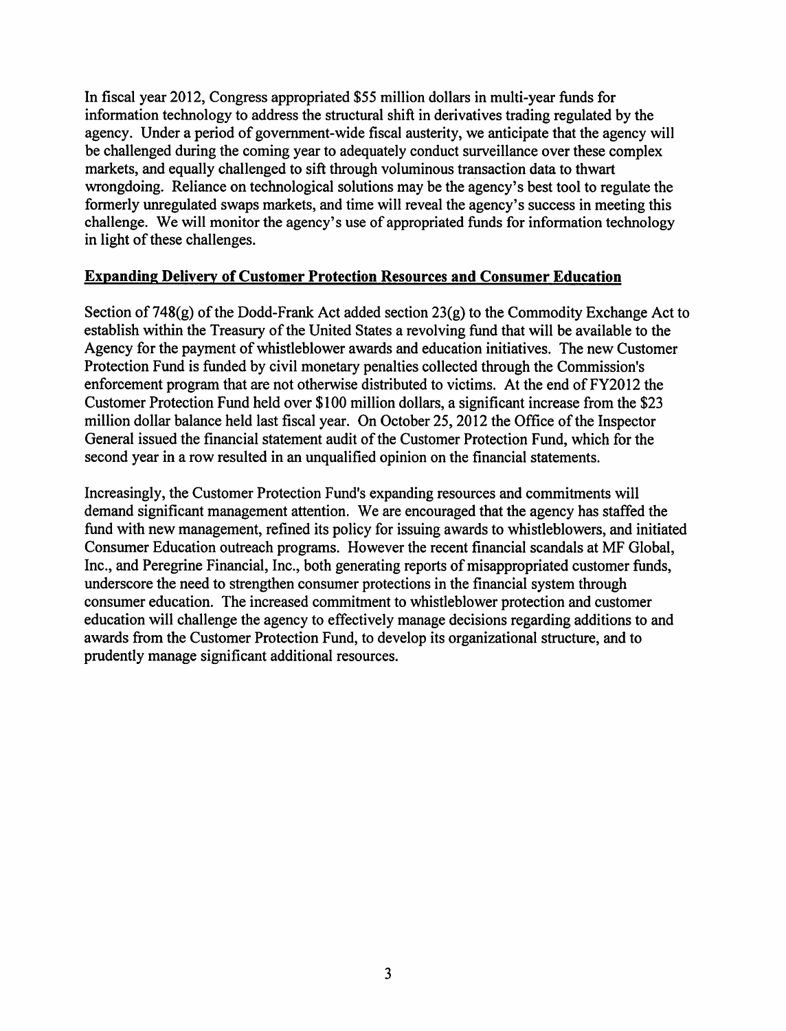In fiscal year 2012, Congress appropriated $55 million dollars in multi-year funds for information technology to address the structural shift in derivatives trading regulated by the agency. Under a period of government-wide fiscal austerity, we anticipate that the agency will be challenged during the coming year to adequately conduct surveillance over these complex markets, and equally challenged to sift through voluminous transaction data to thwart wrongdoing. Reliance on technological solutions may be the agency's best tool to regulate the formerly unregulated swaps markets, and time will reveal the agency's success in meeting this challenge. We will monitor the agency's use of appropriated funds for information technology in light of these challenges.

## Expanding Delivery of Customer Protection Resources and Consumer Education

Section of 748(g) of the Dodd-Frank Act added section 23(g) to the Commodity Exchange Act to establish within the Treasury of the United States a revolving fund that will be available to the Agency for the payment of whistleblower awards and education initiatives. The new Customer Protection Fund is funded by civil monetary penalties collected through the Commission's enforcement program that are not otherwise distributed to victims. At the end of FY2012 the Customer Protection Fund held over $100 million dollars, a significant increase from the $23 million dollar balance held last fiscal year. On October 25, 2012 the Office of the Inspector General issued the financial statement audit of the Customer Protection Fund, which for the second year in a row resulted in an unqualified opinion on the financial statements.

Increasingly, the Customer Protection Fund's expanding resources and commitments will demand significant management attention. We are encouraged that the agency has staffed the fund with new management, refined its policy for issuing awards to whistleblowers, and initiated Consumer Education outreach programs. However the recent financial scandals at MF Global, Inc., and Peregrine Financial, Inc., both generating reports of misappropriated customer funds, underscore the need to strengthen consumer protections in the financial system through consumer education. The increased commitment to whistleblower protection and customer education will challenge the agency to effectively manage decisions regarding additions to and awards from the Customer Protection Fund, to develop its organizational structure, and to prudently manage significant additional resources.